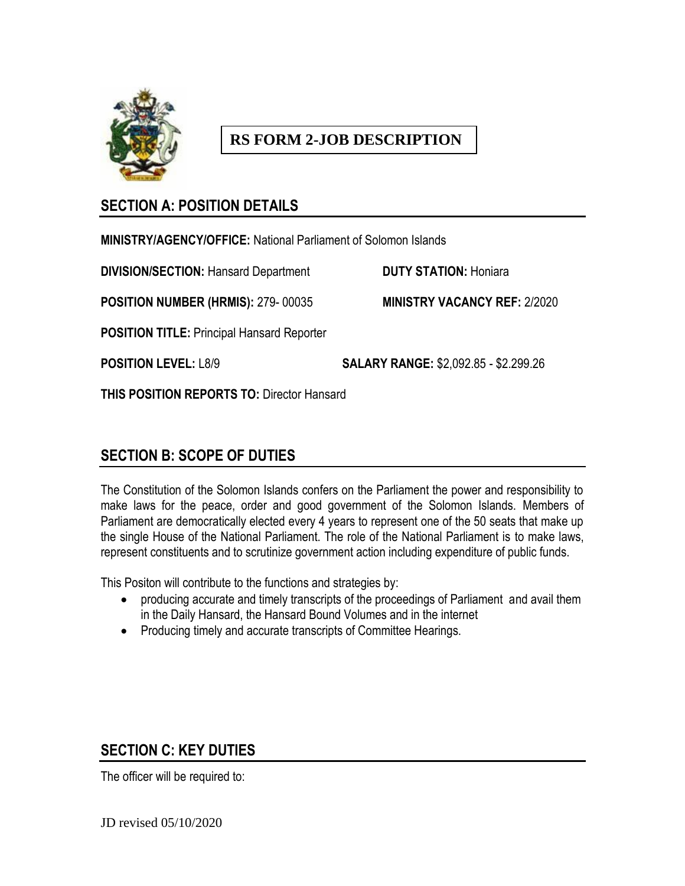**RS FORM 2-JOB DESCRIPTION**

## SECTION A: POSITION DETAILS

**MINISTRY/AGENCY/OFFICE:** National Parliament of Solomon Islands

**DIVISION/SECTION:** Hansard Department **DUTY STATION:** Honiara

**POSITION NUMBER (HRMIS):** 279- 00035 **MINISTRY VACANCY REF:** 2/2020

**POSITION TITLE:** Principal Hansard Reporter

**POSITION LEVEL:** L8/9 **SALARY RANGE:** $2,092.85 - $2.299.26

**THIS POSITION REPORTS TO:** Director Hansard

## SECTION B: SCOPE OF DUTIES

The Constitution of the Solomon Islands confers on the Parliament the power and responsibility to make laws for the peace, order and good government of the Solomon Islands. Members of Parliament are democratically elected every 4 years to represent one of the 50 seats that make up the single House of the National Parliament. The role of the National Parliament is to make laws, represent constituents and to scrutinize government action including expenditure of public funds.

This Positon will contribute to the functions and strategies by:

- producing accurate and timely transcripts of the proceedings of Parliament and avail them in the Daily Hansard, the Hansard Bound Volumes and in the internet
- Producing timely and accurate transcripts of Committee Hearings.

## SECTION C: KEY DUTIES

The officer will be required to:

JD revised 05/10/2020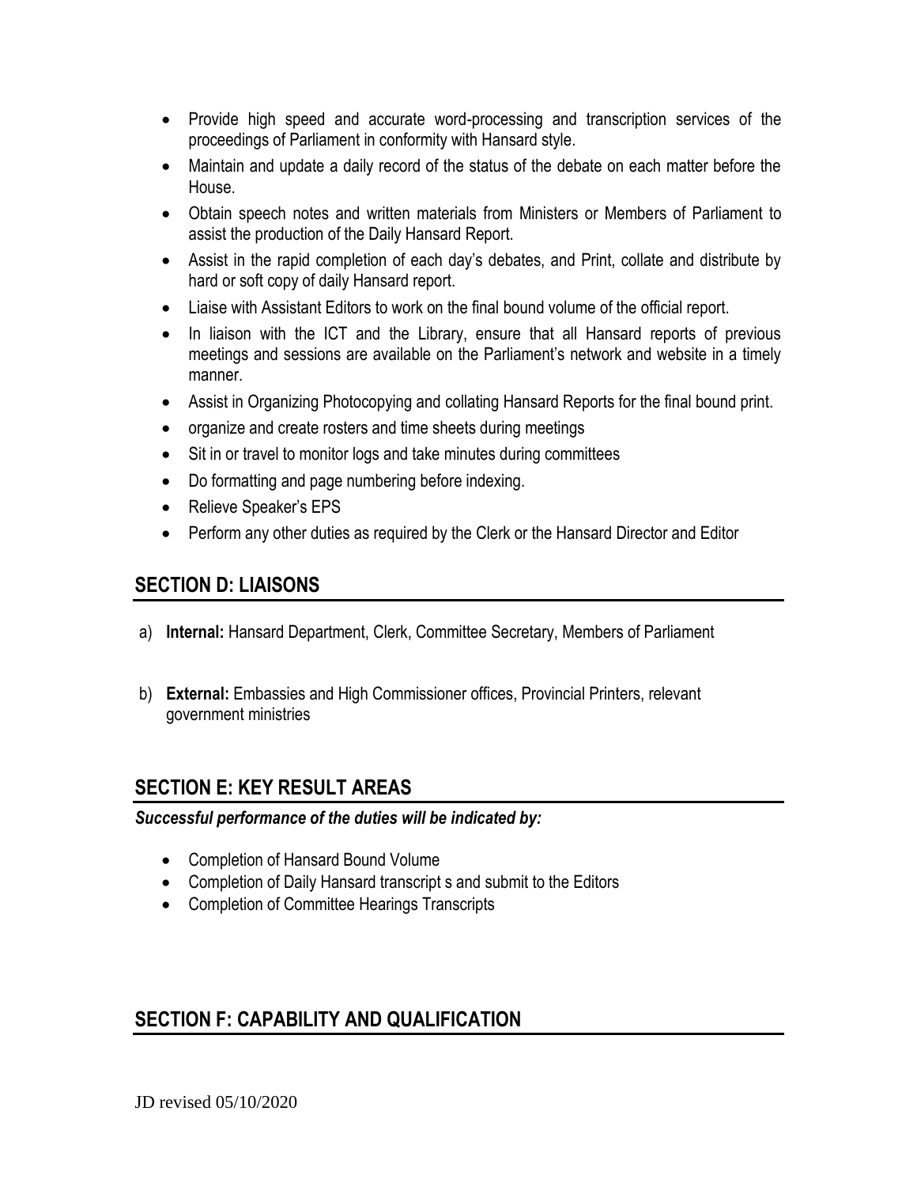- Provide high speed and accurate word-processing and transcription services of the proceedings of Parliament in conformity with Hansard style.
- Maintain and update a daily record of the status of the debate on each matter before the House.
- Obtain speech notes and written materials from Ministers or Members of Parliament to assist the production of the Daily Hansard Report.
- Assist in the rapid completion of each day's debates, and Print, collate and distribute by hard or soft copy of daily Hansard report.
- Liaise with Assistant Editors to work on the final bound volume of the official report.
- In liaison with the ICT and the Library, ensure that all Hansard reports of previous meetings and sessions are available on the Parliament's network and website in a timely manner.
- Assist in Organizing Photocopying and collating Hansard Reports for the final bound print.
- organize and create rosters and time sheets during meetings
- Sit in or travel to monitor logs and take minutes during committees
- Do formatting and page numbering before indexing.
- Relieve Speaker's EPS
- Perform any other duties as required by the Clerk or the Hansard Director and Editor

## SECTION D: LIAISONS

a) **Internal:** Hansard Department, Clerk, Committee Secretary, Members of Parliament

b) **External:** Embassies and High Commissioner offices, Provincial Printers, relevant government ministries

## SECTION E: KEY RESULT AREAS

***Successful performance of the duties will be indicated by:***

- Completion of Hansard Bound Volume
- Completion of Daily Hansard transcript s and submit to the Editors
- Completion of Committee Hearings Transcripts

## SECTION F: CAPABILITY AND QUALIFICATION

JD revised 05/10/2020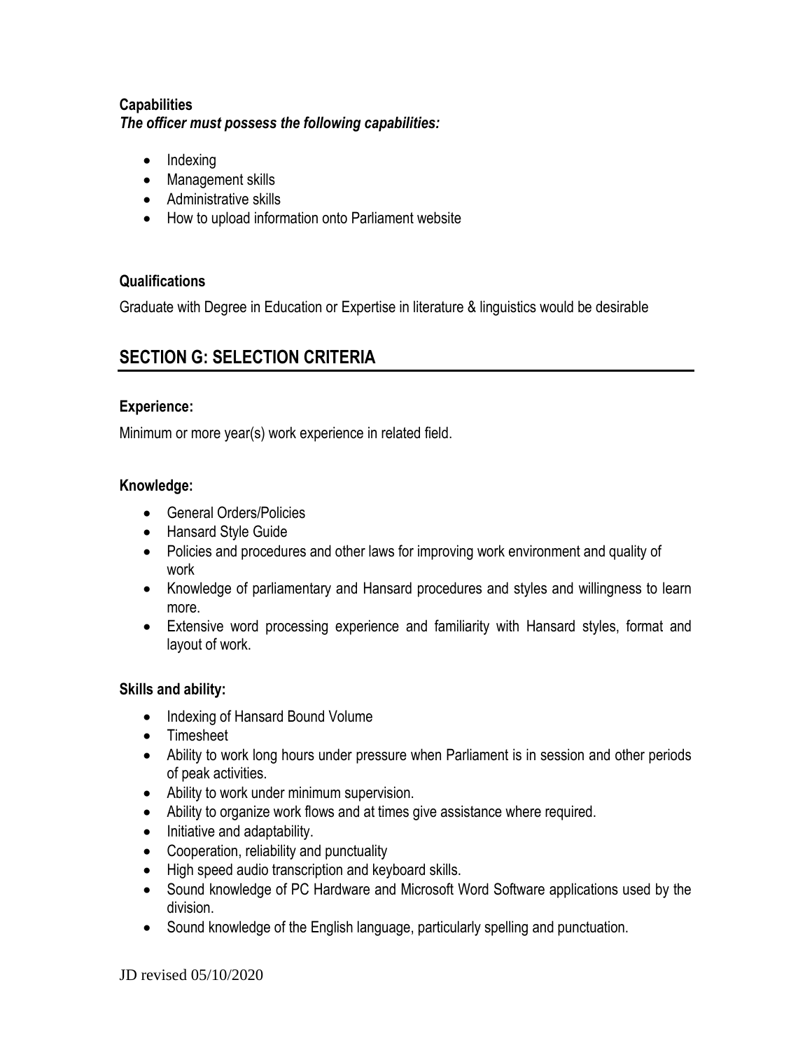**Capabilities**

***The officer must possess the following capabilities:***

- Indexing
- Management skills
- Administrative skills
- How to upload information onto Parliament website

**Qualifications**

Graduate with Degree in Education or Expertise in literature & linguistics would be desirable

## SECTION G: SELECTION CRITERIA

**Experience:**

Minimum or more year(s) work experience in related field.

**Knowledge:**

- General Orders/Policies
- Hansard Style Guide
- Policies and procedures and other laws for improving work environment and quality of work
- Knowledge of parliamentary and Hansard procedures and styles and willingness to learn more.
- Extensive word processing experience and familiarity with Hansard styles, format and layout of work.

**Skills and ability:**

- Indexing of Hansard Bound Volume
- Timesheet
- Ability to work long hours under pressure when Parliament is in session and other periods of peak activities.
- Ability to work under minimum supervision.
- Ability to organize work flows and at times give assistance where required.
- Initiative and adaptability.
- Cooperation, reliability and punctuality
- High speed audio transcription and keyboard skills.
- Sound knowledge of PC Hardware and Microsoft Word Software applications used by the division.
- Sound knowledge of the English language, particularly spelling and punctuation.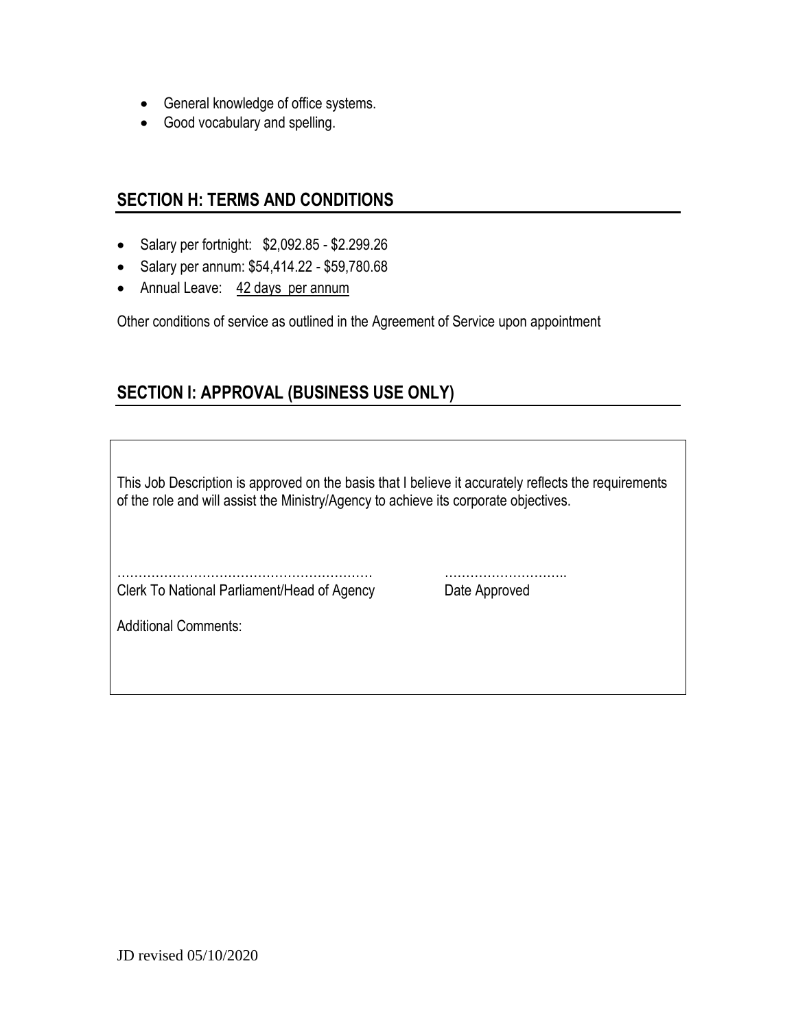- General knowledge of office systems.
- Good vocabulary and spelling.

## SECTION H: TERMS AND CONDITIONS

- Salary per fortnight: $2,092.85 - $2.299.26
- Salary per annum: $54,414.22 - $59,780.68
- Annual Leave: 42 days per annum

Other conditions of service as outlined in the Agreement of Service upon appointment

## SECTION I: APPROVAL (BUSINESS USE ONLY)

This Job Description is approved on the basis that I believe it accurately reflects the requirements of the role and will assist the Ministry/Agency to achieve its corporate objectives.

………………………………………………… ………………………..

Clerk To National Parliament/Head of Agency Date Approved

Additional Comments:

JD revised 05/10/2020